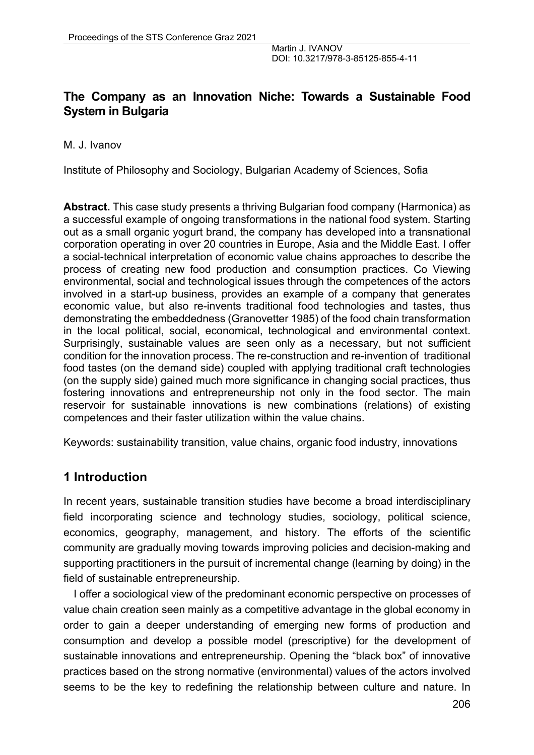# The Company as an Innovation Niche: Towards a Sustainable Food System in Bulgaria

M. J. Ivanov

Institute of Philosophy and Sociology, Bulgarian Academy of Sciences, Sofia

**Abstract.** This case study presents a thriving Bulgarian food company (Harmonica) as a successful example of ongoing transformations in the national food system. Starting out as a small organic yogurt brand, the company has developed into a transnational corporation operating in over 20 countries in Europe, Asia and the Middle East. I offer a social-technical interpretation of economic value chains approaches to describe the process of creating new food production and consumption practices. Co Viewing environmental, social and technological issues through the competences of the actors involved in a start-up business, provides an example of a company that generates economic value, but also re-invents traditional food technologies and tastes, thus demonstrating the embeddedness (Granovetter 1985) of the food chain transformation in the local political, social, economical, technological and environmental context. Surprisingly, sustainable values are seen only as a necessary, but not sufficient condition for the innovation process. The re-construction and re-invention of traditional food tastes (on the demand side) coupled with applying traditional craft technologies (on the supply side) gained much more significance in changing social practices, thus fostering innovations and entrepreneurship not only in the food sector. The main reservoir for sustainable innovations is new combinations (relations) of existing competences and their faster utilization within the value chains.

Keywords: sustainability transition, value chains, organic food industry, innovations

## 1 Introduction

In recent years, sustainable transition studies have become a broad interdisciplinary field incorporating science and technology studies, sociology, political science, economics, geography, management, and history. The efforts of the scientific community are gradually moving towards improving policies and decision-making and supporting practitioners in the pursuit of incremental change (learning by doing) in the field of sustainable entrepreneurship.

I offer a sociological view of the predominant economic perspective on processes of value chain creation seen mainly as a competitive advantage in the global economy in order to gain a deeper understanding of emerging new forms of production and consumption and develop a possible model (prescriptive) for the development of sustainable innovations and entrepreneurship. Opening the "black box" of innovative practices based on the strong normative (environmental) values of the actors involved seems to be the key to redefining the relationship between culture and nature. In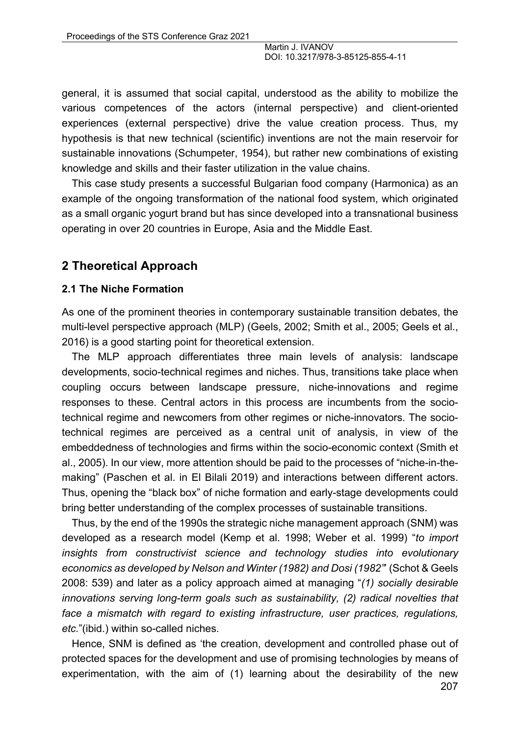general, it is assumed that social capital, understood as the ability to mobilize the various competences of the actors (internal perspective) and client-oriented experiences (external perspective) drive the value creation process. Thus, my hypothesis is that new technical (scientific) inventions are not the main reservoir for sustainable innovations (Schumpeter, 1954), but rather new combinations of existing knowledge and skills and their faster utilization in the value chains.

This case study presents a successful Bulgarian food company (Harmonica) as an example of the ongoing transformation of the national food system, which originated as a small organic yogurt brand but has since developed into a transnational business operating in over 20 countries in Europe, Asia and the Middle East.

## 2 Theoretical Approach

### 2.1 The Niche Formation

As one of the prominent theories in contemporary sustainable transition debates, the multi-level perspective approach (MLP) (Geels, 2002; Smith et al., 2005; Geels et al., 2016) is a good starting point for theoretical extension.

The MLP approach differentiates three main levels of analysis: landscape developments, socio-technical regimes and niches. Thus, transitions take place when coupling occurs between landscape pressure, niche-innovations and regime responses to these. Central actors in this process are incumbents from the socio-technical regime and newcomers from other regimes or niche-innovators. The socio-technical regimes are perceived as a central unit of analysis, in view of the embeddedness of technologies and firms within the socio-economic context (Smith et al., 2005). In our view, more attention should be paid to the processes of "niche-in-the-making" (Paschen et al. in El Bilali 2019) and interactions between different actors. Thus, opening the "black box" of niche formation and early-stage developments could bring better understanding of the complex processes of sustainable transitions.

Thus, by the end of the 1990s the strategic niche management approach (SNM) was developed as a research model (Kemp et al. 1998; Weber et al. 1999) "*to import insights from constructivist science and technology studies into evolutionary economics as developed by Nelson and Winter (1982) and Dosi (1982"*" (Schot & Geels 2008: 539) and later as a policy approach aimed at managing "*(1) socially desirable innovations serving long-term goals such as sustainability, (2) radical novelties that face a mismatch with regard to existing infrastructure, user practices, regulations, etc.*"(ibid.) within so-called niches.

Hence, SNM is defined as 'the creation, development and controlled phase out of protected spaces for the development and use of promising technologies by means of experimentation, with the aim of (1) learning about the desirability of the new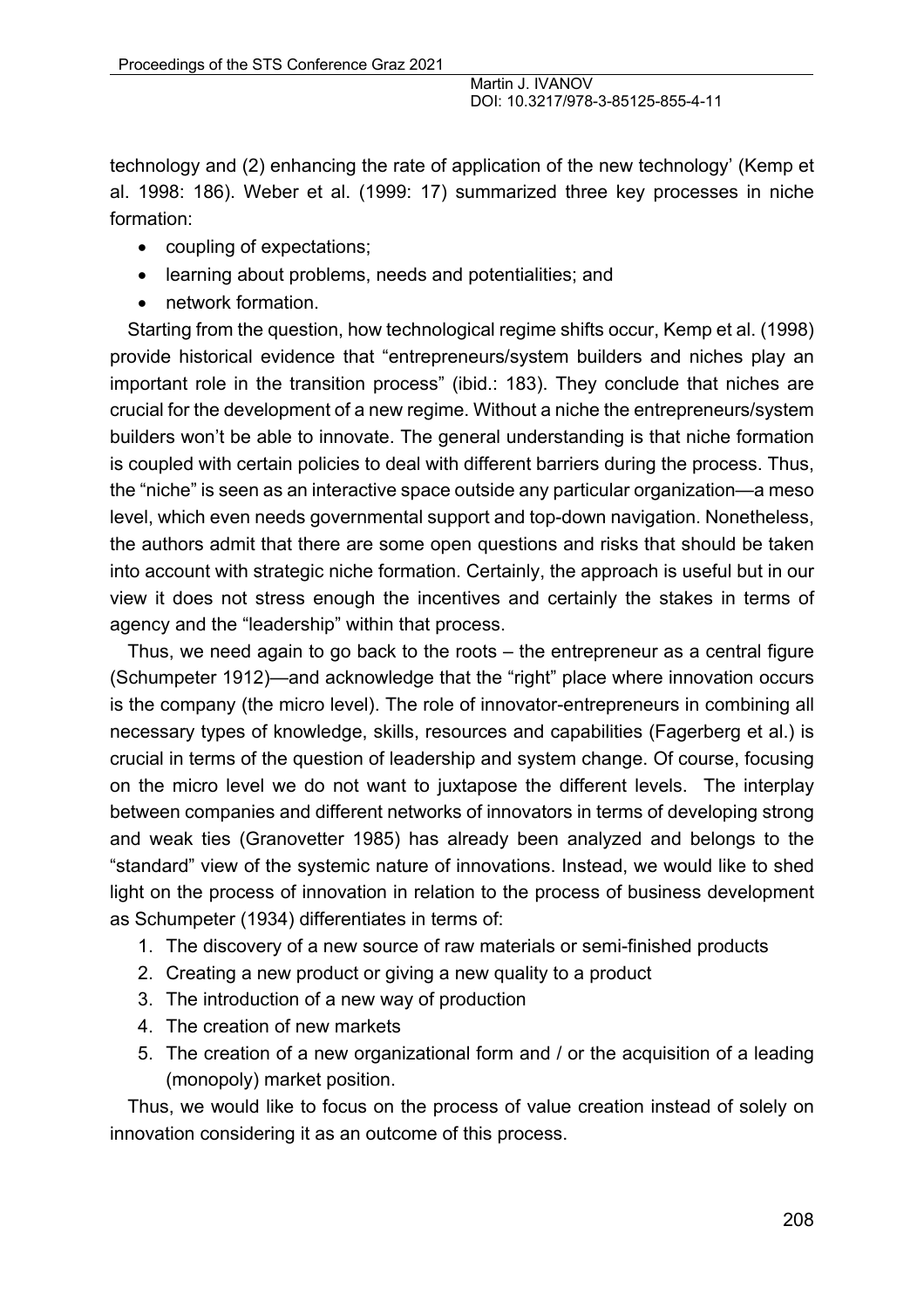technology and (2) enhancing the rate of application of the new technology' (Kemp et al. 1998: 186). Weber et al. (1999: 17) summarized three key processes in niche formation:

- coupling of expectations;
- learning about problems, needs and potentialities; and
- network formation.

Starting from the question, how technological regime shifts occur, Kemp et al. (1998) provide historical evidence that "entrepreneurs/system builders and niches play an important role in the transition process" (ibid.: 183). They conclude that niches are crucial for the development of a new regime. Without a niche the entrepreneurs/system builders won't be able to innovate. The general understanding is that niche formation is coupled with certain policies to deal with different barriers during the process. Thus, the "niche" is seen as an interactive space outside any particular organization—a meso level, which even needs governmental support and top-down navigation. Nonetheless, the authors admit that there are some open questions and risks that should be taken into account with strategic niche formation. Certainly, the approach is useful but in our view it does not stress enough the incentives and certainly the stakes in terms of agency and the "leadership" within that process.

Thus, we need again to go back to the roots – the entrepreneur as a central figure (Schumpeter 1912)—and acknowledge that the "right" place where innovation occurs is the company (the micro level). The role of innovator-entrepreneurs in combining all necessary types of knowledge, skills, resources and capabilities (Fagerberg et al.) is crucial in terms of the question of leadership and system change. Of course, focusing on the micro level we do not want to juxtapose the different levels. The interplay between companies and different networks of innovators in terms of developing strong and weak ties (Granovetter 1985) has already been analyzed and belongs to the "standard" view of the systemic nature of innovations. Instead, we would like to shed light on the process of innovation in relation to the process of business development as Schumpeter (1934) differentiates in terms of:

1. The discovery of a new source of raw materials or semi-finished products
2. Creating a new product or giving a new quality to a product
3. The introduction of a new way of production
4. The creation of new markets
5. The creation of a new organizational form and / or the acquisition of a leading (monopoly) market position.

Thus, we would like to focus on the process of value creation instead of solely on innovation considering it as an outcome of this process.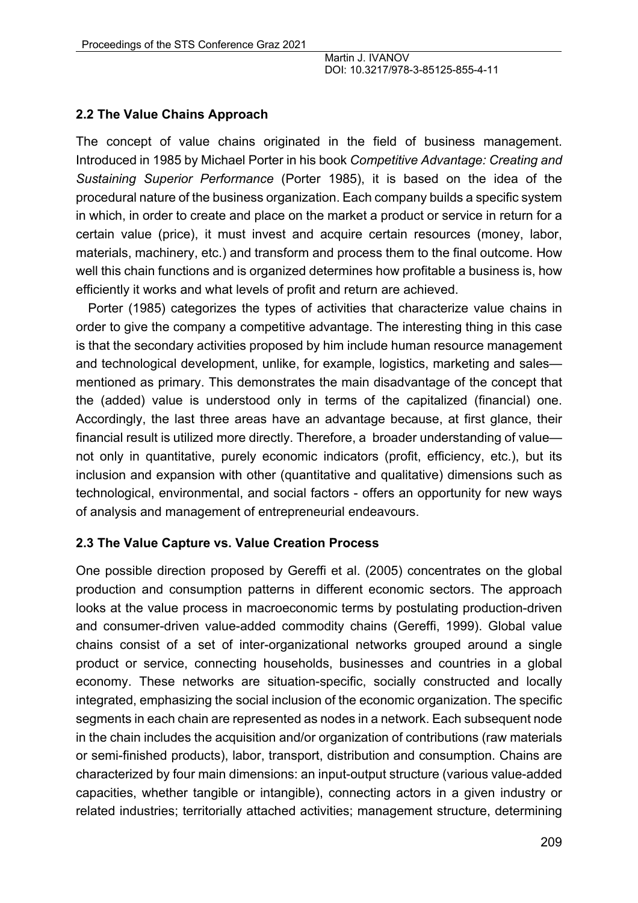## 2.2 The Value Chains Approach

The concept of value chains originated in the field of business management. Introduced in 1985 by Michael Porter in his book *Competitive Advantage: Creating and Sustaining Superior Performance* (Porter 1985), it is based on the idea of the procedural nature of the business organization. Each company builds a specific system in which, in order to create and place on the market a product or service in return for a certain value (price), it must invest and acquire certain resources (money, labor, materials, machinery, etc.) and transform and process them to the final outcome. How well this chain functions and is organized determines how profitable a business is, how efficiently it works and what levels of profit and return are achieved.

Porter (1985) categorizes the types of activities that characterize value chains in order to give the company a competitive advantage. The interesting thing in this case is that the secondary activities proposed by him include human resource management and technological development, unlike, for example, logistics, marketing and sales—mentioned as primary. This demonstrates the main disadvantage of the concept that the (added) value is understood only in terms of the capitalized (financial) one. Accordingly, the last three areas have an advantage because, at first glance, their financial result is utilized more directly. Therefore, a broader understanding of value—not only in quantitative, purely economic indicators (profit, efficiency, etc.), but its inclusion and expansion with other (quantitative and qualitative) dimensions such as technological, environmental, and social factors - offers an opportunity for new ways of analysis and management of entrepreneurial endeavours.

## 2.3 The Value Capture vs. Value Creation Process

One possible direction proposed by Gereffi et al. (2005) concentrates on the global production and consumption patterns in different economic sectors. The approach looks at the value process in macroeconomic terms by postulating production-driven and consumer-driven value-added commodity chains (Gereffi, 1999). Global value chains consist of a set of inter-organizational networks grouped around a single product or service, connecting households, businesses and countries in a global economy. These networks are situation-specific, socially constructed and locally integrated, emphasizing the social inclusion of the economic organization. The specific segments in each chain are represented as nodes in a network. Each subsequent node in the chain includes the acquisition and/or organization of contributions (raw materials or semi-finished products), labor, transport, distribution and consumption. Chains are characterized by four main dimensions: an input-output structure (various value-added capacities, whether tangible or intangible), connecting actors in a given industry or related industries; territorially attached activities; management structure, determining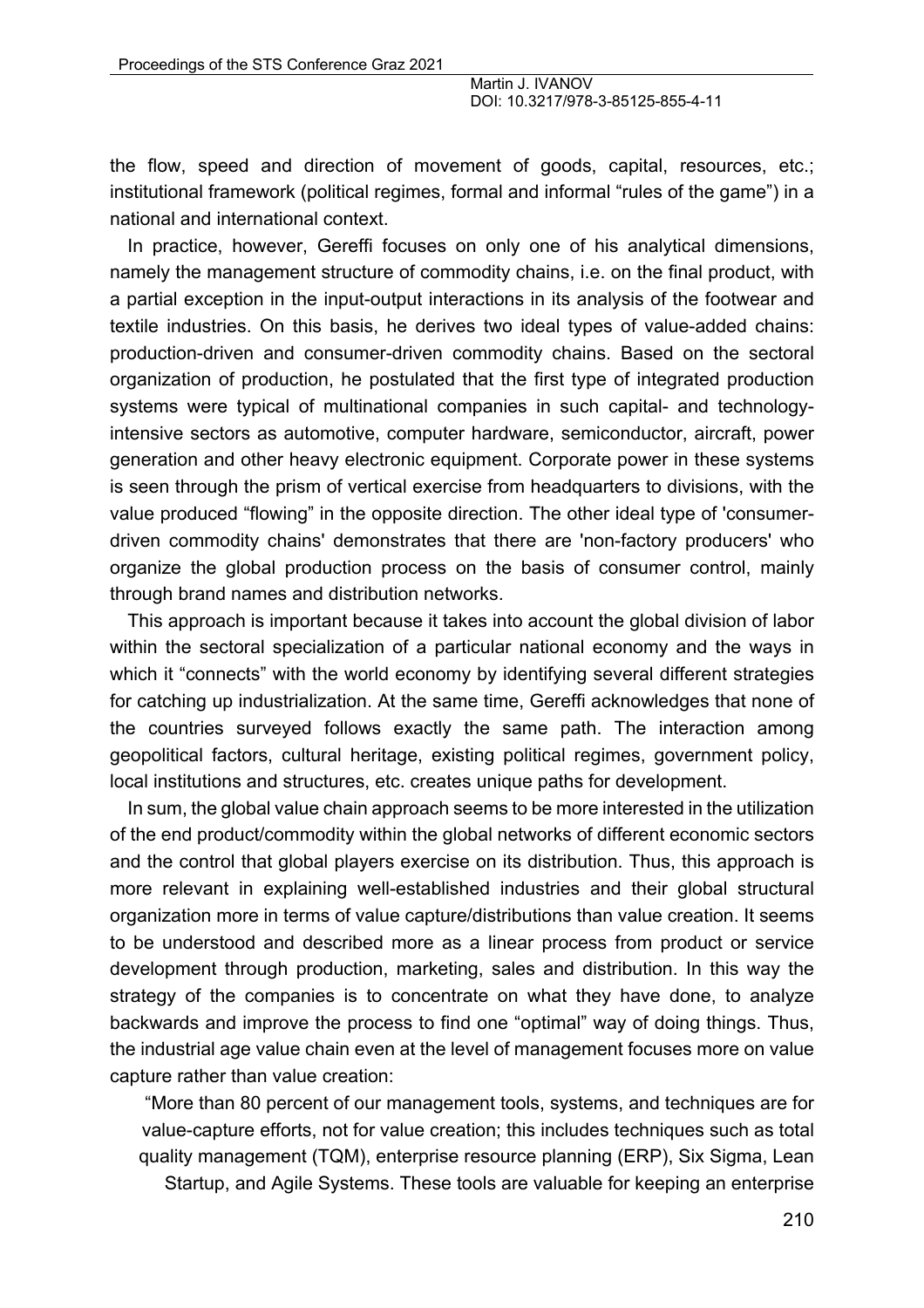the flow, speed and direction of movement of goods, capital, resources, etc.; institutional framework (political regimes, formal and informal "rules of the game") in a national and international context.

In practice, however, Gereffi focuses on only one of his analytical dimensions, namely the management structure of commodity chains, i.e. on the final product, with a partial exception in the input-output interactions in its analysis of the footwear and textile industries. On this basis, he derives two ideal types of value-added chains: production-driven and consumer-driven commodity chains. Based on the sectoral organization of production, he postulated that the first type of integrated production systems were typical of multinational companies in such capital- and technology-intensive sectors as automotive, computer hardware, semiconductor, aircraft, power generation and other heavy electronic equipment. Corporate power in these systems is seen through the prism of vertical exercise from headquarters to divisions, with the value produced "flowing" in the opposite direction. The other ideal type of 'consumer-driven commodity chains' demonstrates that there are 'non-factory producers' who organize the global production process on the basis of consumer control, mainly through brand names and distribution networks.

This approach is important because it takes into account the global division of labor within the sectoral specialization of a particular national economy and the ways in which it "connects" with the world economy by identifying several different strategies for catching up industrialization. At the same time, Gereffi acknowledges that none of the countries surveyed follows exactly the same path. The interaction among geopolitical factors, cultural heritage, existing political regimes, government policy, local institutions and structures, etc. creates unique paths for development.

In sum, the global value chain approach seems to be more interested in the utilization of the end product/commodity within the global networks of different economic sectors and the control that global players exercise on its distribution. Thus, this approach is more relevant in explaining well-established industries and their global structural organization more in terms of value capture/distributions than value creation. It seems to be understood and described more as a linear process from product or service development through production, marketing, sales and distribution. In this way the strategy of the companies is to concentrate on what they have done, to analyze backwards and improve the process to find one "optimal" way of doing things. Thus, the industrial age value chain even at the level of management focuses more on value capture rather than value creation:

> "More than 80 percent of our management tools, systems, and techniques are for value-capture efforts, not for value creation; this includes techniques such as total quality management (TQM), enterprise resource planning (ERP), Six Sigma, Lean Startup, and Agile Systems. These tools are valuable for keeping an enterprise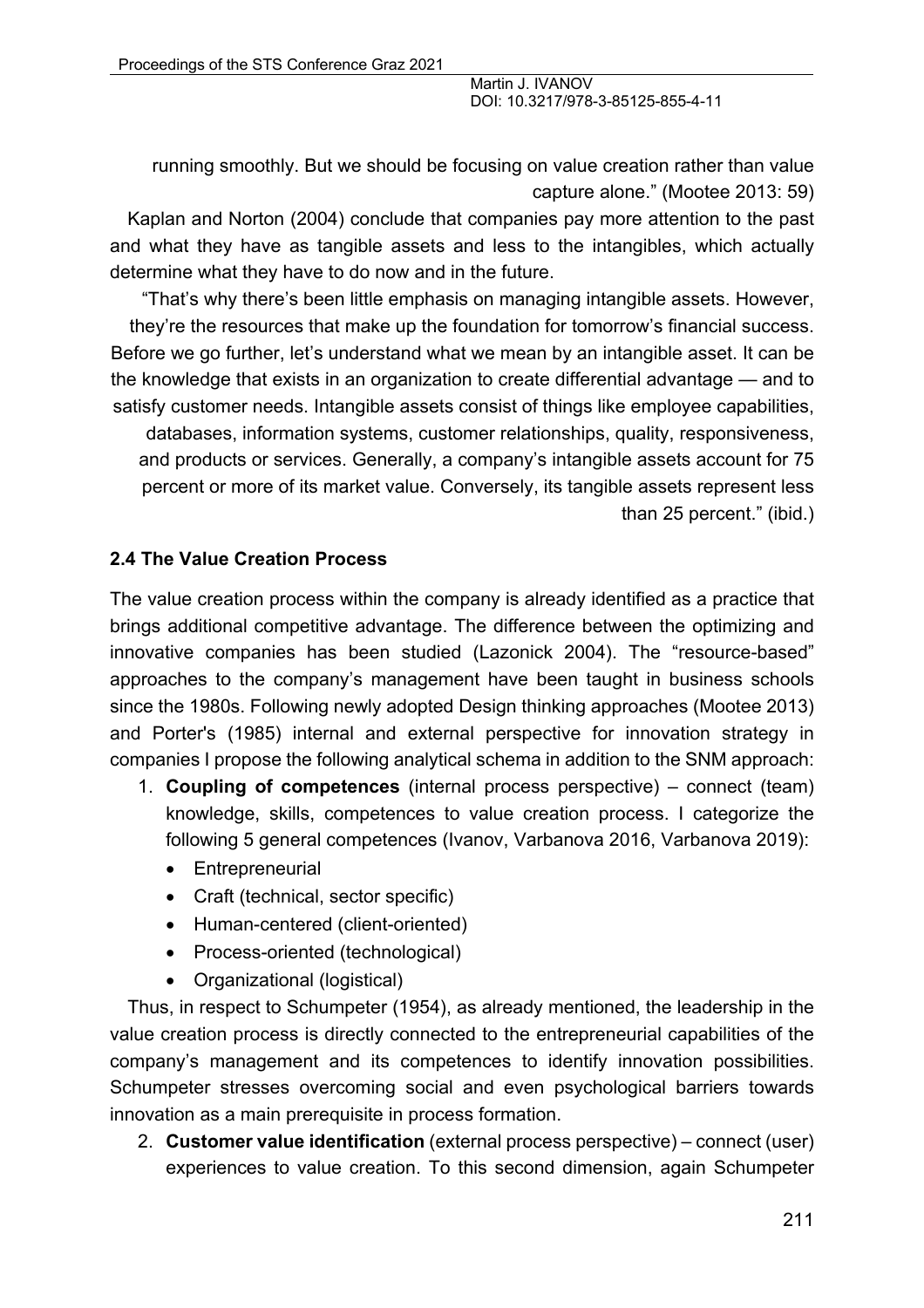running smoothly. But we should be focusing on value creation rather than value capture alone." (Mootee 2013: 59)

Kaplan and Norton (2004) conclude that companies pay more attention to the past and what they have as tangible assets and less to the intangibles, which actually determine what they have to do now and in the future.

> "That's why there's been little emphasis on managing intangible assets. However, they're the resources that make up the foundation for tomorrow's financial success. Before we go further, let's understand what we mean by an intangible asset. It can be the knowledge that exists in an organization to create differential advantage — and to satisfy customer needs. Intangible assets consist of things like employee capabilities, databases, information systems, customer relationships, quality, responsiveness, and products or services. Generally, a company's intangible assets account for 75 percent or more of its market value. Conversely, its tangible assets represent less than 25 percent." (ibid.)

### 2.4 The Value Creation Process

The value creation process within the company is already identified as a practice that brings additional competitive advantage. The difference between the optimizing and innovative companies has been studied (Lazonick 2004). The "resource-based" approaches to the company's management have been taught in business schools since the 1980s. Following newly adopted Design thinking approaches (Mootee 2013) and Porter's (1985) internal and external perspective for innovation strategy in companies I propose the following analytical schema in addition to the SNM approach:

1. **Coupling of competences** (internal process perspective) – connect (team) knowledge, skills, competences to value creation process. I categorize the following 5 general competences (Ivanov, Varbanova 2016, Varbanova 2019):
   - Entrepreneurial
   - Craft (technical, sector specific)
   - Human-centered (client-oriented)
   - Process-oriented (technological)
   - Organizational (logistical)

Thus, in respect to Schumpeter (1954), as already mentioned, the leadership in the value creation process is directly connected to the entrepreneurial capabilities of the company's management and its competences to identify innovation possibilities. Schumpeter stresses overcoming social and even psychological barriers towards innovation as a main prerequisite in process formation.

2. **Customer value identification** (external process perspective) – connect (user) experiences to value creation. To this second dimension, again Schumpeter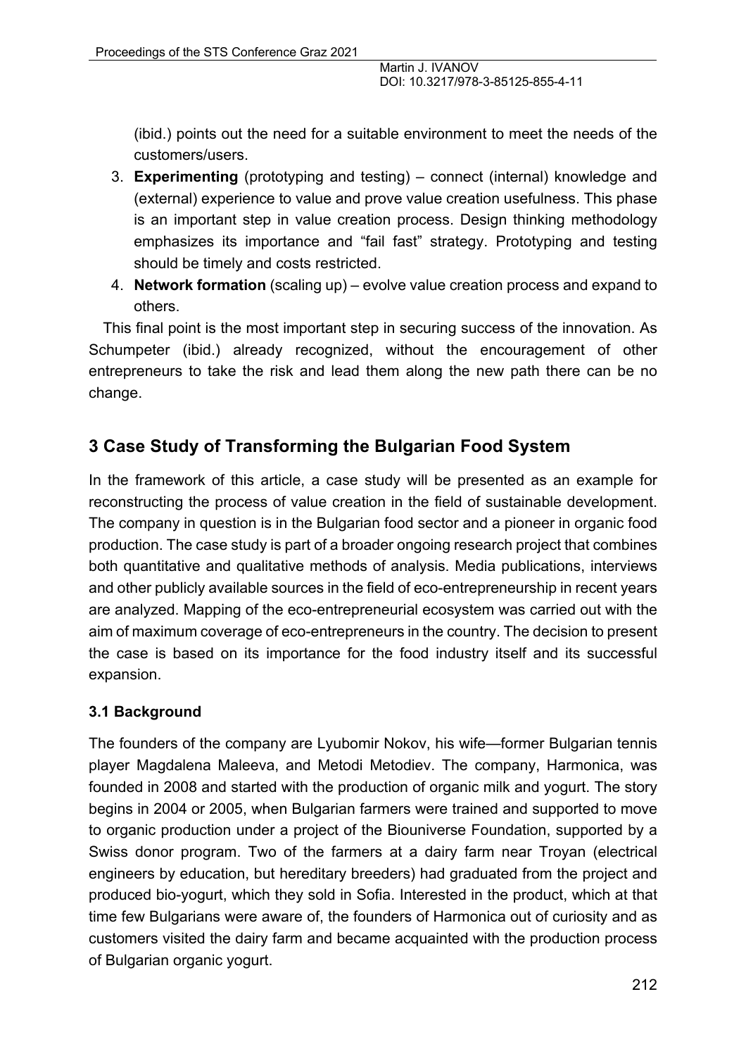(ibid.) points out the need for a suitable environment to meet the needs of the customers/users.

3. **Experimenting** (prototyping and testing) – connect (internal) knowledge and (external) experience to value and prove value creation usefulness. This phase is an important step in value creation process. Design thinking methodology emphasizes its importance and "fail fast" strategy. Prototyping and testing should be timely and costs restricted.
4. **Network formation** (scaling up) – evolve value creation process and expand to others.

This final point is the most important step in securing success of the innovation. As Schumpeter (ibid.) already recognized, without the encouragement of other entrepreneurs to take the risk and lead them along the new path there can be no change.

## 3 Case Study of Transforming the Bulgarian Food System

In the framework of this article, a case study will be presented as an example for reconstructing the process of value creation in the field of sustainable development. The company in question is in the Bulgarian food sector and a pioneer in organic food production. The case study is part of a broader ongoing research project that combines both quantitative and qualitative methods of analysis. Media publications, interviews and other publicly available sources in the field of eco-entrepreneurship in recent years are analyzed. Mapping of the eco-entrepreneurial ecosystem was carried out with the aim of maximum coverage of eco-entrepreneurs in the country. The decision to present the case is based on its importance for the food industry itself and its successful expansion.

### 3.1 Background

The founders of the company are Lyubomir Nokov, his wife—former Bulgarian tennis player Magdalena Maleeva, and Metodi Metodiev. The company, Harmonica, was founded in 2008 and started with the production of organic milk and yogurt. The story begins in 2004 or 2005, when Bulgarian farmers were trained and supported to move to organic production under a project of the Biouniverse Foundation, supported by a Swiss donor program. Two of the farmers at a dairy farm near Troyan (electrical engineers by education, but hereditary breeders) had graduated from the project and produced bio-yogurt, which they sold in Sofia. Interested in the product, which at that time few Bulgarians were aware of, the founders of Harmonica out of curiosity and as customers visited the dairy farm and became acquainted with the production process of Bulgarian organic yogurt.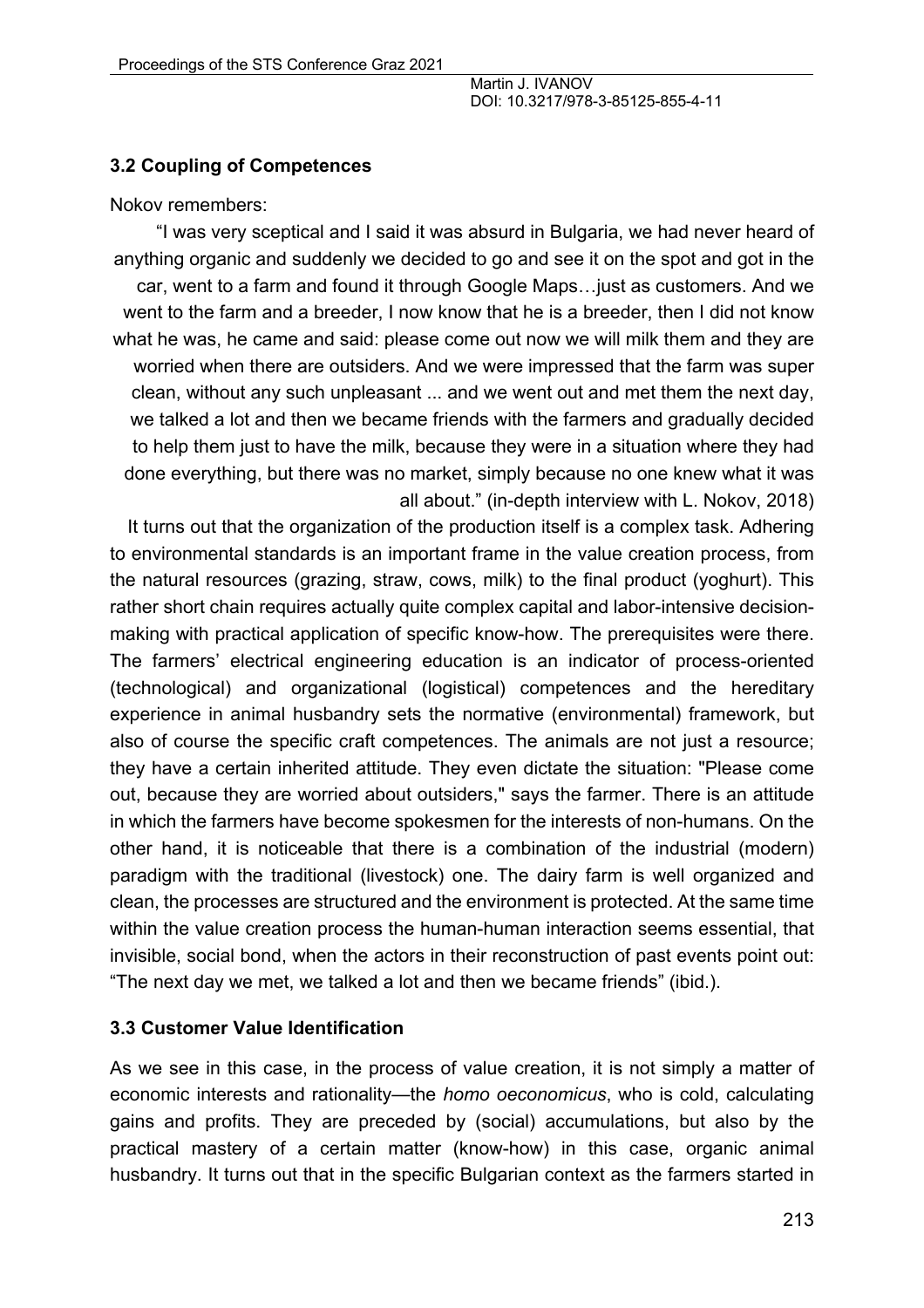### 3.2 Coupling of Competences

Nokov remembers:

> "I was very sceptical and I said it was absurd in Bulgaria, we had never heard of anything organic and suddenly we decided to go and see it on the spot and got in the car, went to a farm and found it through Google Maps…just as customers. And we went to the farm and a breeder, I now know that he is a breeder, then I did not know what he was, he came and said: please come out now we will milk them and they are worried when there are outsiders. And we were impressed that the farm was super clean, without any such unpleasant ... and we went out and met them the next day, we talked a lot and then we became friends with the farmers and gradually decided to help them just to have the milk, because they were in a situation where they had done everything, but there was no market, simply because no one knew what it was all about." (in-depth interview with L. Nokov, 2018)

It turns out that the organization of the production itself is a complex task. Adhering to environmental standards is an important frame in the value creation process, from the natural resources (grazing, straw, cows, milk) to the final product (yoghurt). This rather short chain requires actually quite complex capital and labor-intensive decision-making with practical application of specific know-how. The prerequisites were there. The farmers' electrical engineering education is an indicator of process-oriented (technological) and organizational (logistical) competences and the hereditary experience in animal husbandry sets the normative (environmental) framework, but also of course the specific craft competences. The animals are not just a resource; they have a certain inherited attitude. They even dictate the situation: "Please come out, because they are worried about outsiders," says the farmer. There is an attitude in which the farmers have become spokesmen for the interests of non-humans. On the other hand, it is noticeable that there is a combination of the industrial (modern) paradigm with the traditional (livestock) one. The dairy farm is well organized and clean, the processes are structured and the environment is protected. At the same time within the value creation process the human-human interaction seems essential, that invisible, social bond, when the actors in their reconstruction of past events point out: "The next day we met, we talked a lot and then we became friends" (ibid.).

### 3.3 Customer Value Identification

As we see in this case, in the process of value creation, it is not simply a matter of economic interests and rationality—the *homo oeconomicus*, who is cold, calculating gains and profits. They are preceded by (social) accumulations, but also by the practical mastery of a certain matter (know-how) in this case, organic animal husbandry. It turns out that in the specific Bulgarian context as the farmers started in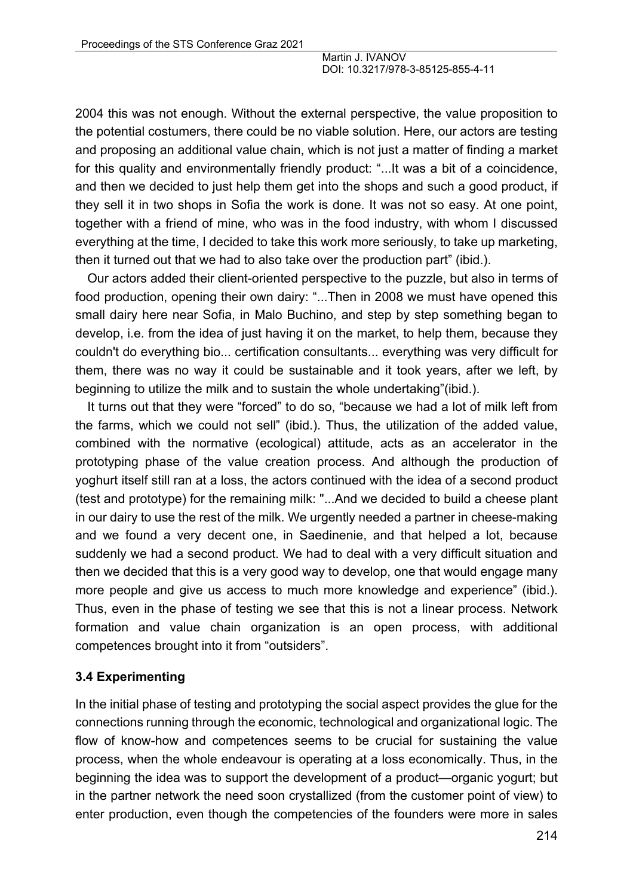2004 this was not enough. Without the external perspective, the value proposition to the potential costumers, there could be no viable solution. Here, our actors are testing and proposing an additional value chain, which is not just a matter of finding a market for this quality and environmentally friendly product: "...It was a bit of a coincidence, and then we decided to just help them get into the shops and such a good product, if they sell it in two shops in Sofia the work is done. It was not so easy. At one point, together with a friend of mine, who was in the food industry, with whom I discussed everything at the time, I decided to take this work more seriously, to take up marketing, then it turned out that we had to also take over the production part" (ibid.).

Our actors added their client-oriented perspective to the puzzle, but also in terms of food production, opening their own dairy: "...Then in 2008 we must have opened this small dairy here near Sofia, in Malo Buchino, and step by step something began to develop, i.e. from the idea of just having it on the market, to help them, because they couldn't do everything bio... certification consultants... everything was very difficult for them, there was no way it could be sustainable and it took years, after we left, by beginning to utilize the milk and to sustain the whole undertaking"(ibid.).

It turns out that they were "forced" to do so, "because we had a lot of milk left from the farms, which we could not sell" (ibid.). Thus, the utilization of the added value, combined with the normative (ecological) attitude, acts as an accelerator in the prototyping phase of the value creation process. And although the production of yoghurt itself still ran at a loss, the actors continued with the idea of a second product (test and prototype) for the remaining milk: "...And we decided to build a cheese plant in our dairy to use the rest of the milk. We urgently needed a partner in cheese-making and we found a very decent one, in Saedinenie, and that helped a lot, because suddenly we had a second product. We had to deal with a very difficult situation and then we decided that this is a very good way to develop, one that would engage many more people and give us access to much more knowledge and experience" (ibid.). Thus, even in the phase of testing we see that this is not a linear process. Network formation and value chain organization is an open process, with additional competences brought into it from "outsiders".

### 3.4 Experimenting

In the initial phase of testing and prototyping the social aspect provides the glue for the connections running through the economic, technological and organizational logic. The flow of know-how and competences seems to be crucial for sustaining the value process, when the whole endeavour is operating at a loss economically. Thus, in the beginning the idea was to support the development of a product—organic yogurt; but in the partner network the need soon crystallized (from the customer point of view) to enter production, even though the competencies of the founders were more in sales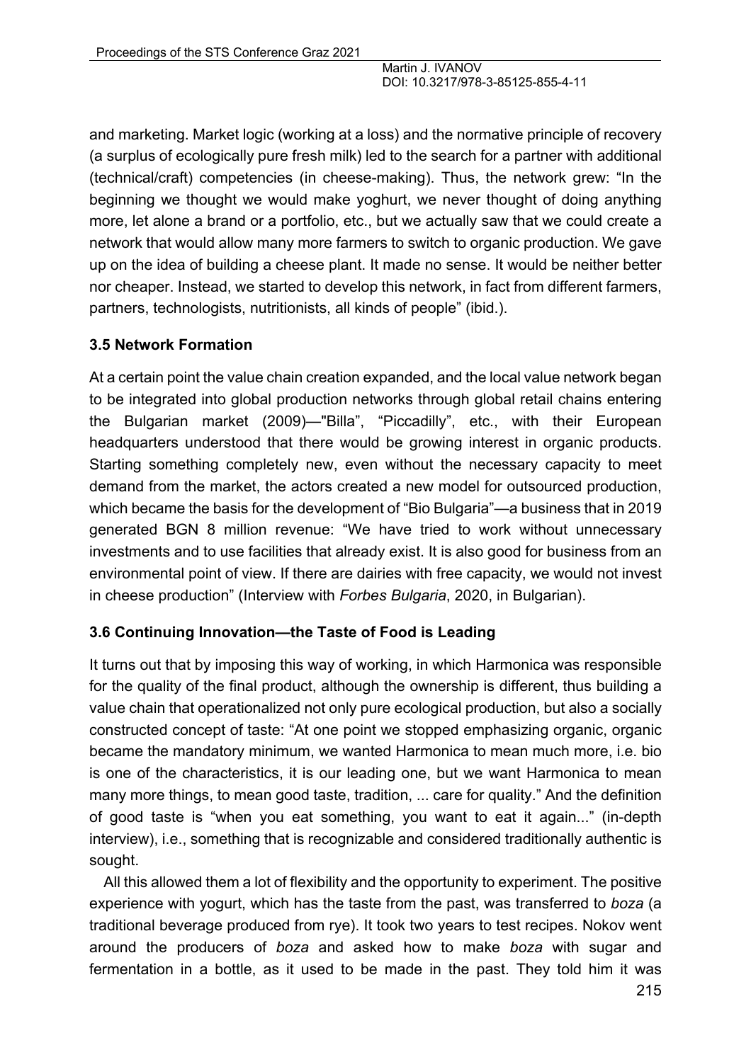and marketing. Market logic (working at a loss) and the normative principle of recovery (a surplus of ecologically pure fresh milk) led to the search for a partner with additional (technical/craft) competencies (in cheese-making). Thus, the network grew: "In the beginning we thought we would make yoghurt, we never thought of doing anything more, let alone a brand or a portfolio, etc., but we actually saw that we could create a network that would allow many more farmers to switch to organic production. We gave up on the idea of building a cheese plant. It made no sense. It would be neither better nor cheaper. Instead, we started to develop this network, in fact from different farmers, partners, technologists, nutritionists, all kinds of people" (ibid.).

### 3.5 Network Formation

At a certain point the value chain creation expanded, and the local value network began to be integrated into global production networks through global retail chains entering the Bulgarian market (2009)—"Billa", "Piccadilly", etc., with their European headquarters understood that there would be growing interest in organic products. Starting something completely new, even without the necessary capacity to meet demand from the market, the actors created a new model for outsourced production, which became the basis for the development of "Bio Bulgaria"—a business that in 2019 generated BGN 8 million revenue: "We have tried to work without unnecessary investments and to use facilities that already exist. It is also good for business from an environmental point of view. If there are dairies with free capacity, we would not invest in cheese production" (Interview with *Forbes Bulgaria*, 2020, in Bulgarian).

### 3.6 Continuing Innovation—the Taste of Food is Leading

It turns out that by imposing this way of working, in which Harmonica was responsible for the quality of the final product, although the ownership is different, thus building a value chain that operationalized not only pure ecological production, but also a socially constructed concept of taste: "At one point we stopped emphasizing organic, organic became the mandatory minimum, we wanted Harmonica to mean much more, i.e. bio is one of the characteristics, it is our leading one, but we want Harmonica to mean many more things, to mean good taste, tradition, ... care for quality." And the definition of good taste is "when you eat something, you want to eat it again..." (in-depth interview), i.e., something that is recognizable and considered traditionally authentic is sought.

All this allowed them a lot of flexibility and the opportunity to experiment. The positive experience with yogurt, which has the taste from the past, was transferred to *boza* (a traditional beverage produced from rye). It took two years to test recipes. Nokov went around the producers of *boza* and asked how to make *boza* with sugar and fermentation in a bottle, as it used to be made in the past. They told him it was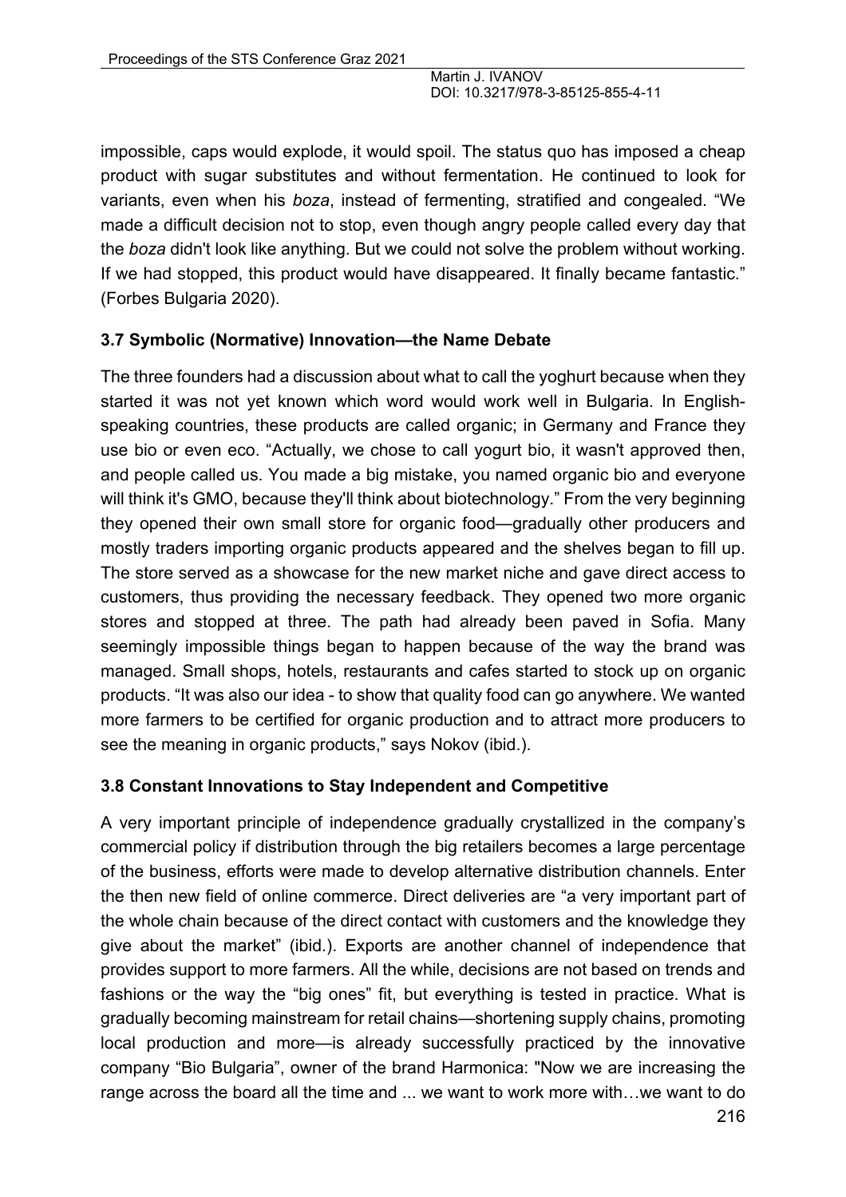impossible, caps would explode, it would spoil. The status quo has imposed a cheap product with sugar substitutes and without fermentation. He continued to look for variants, even when his *boza*, instead of fermenting, stratified and congealed. "We made a difficult decision not to stop, even though angry people called every day that the *boza* didn't look like anything. But we could not solve the problem without working. If we had stopped, this product would have disappeared. It finally became fantastic." (Forbes Bulgaria 2020).

### 3.7 Symbolic (Normative) Innovation—the Name Debate

The three founders had a discussion about what to call the yoghurt because when they started it was not yet known which word would work well in Bulgaria. In English-speaking countries, these products are called organic; in Germany and France they use bio or even eco. "Actually, we chose to call yogurt bio, it wasn't approved then, and people called us. You made a big mistake, you named organic bio and everyone will think it's GMO, because they'll think about biotechnology." From the very beginning they opened their own small store for organic food—gradually other producers and mostly traders importing organic products appeared and the shelves began to fill up. The store served as a showcase for the new market niche and gave direct access to customers, thus providing the necessary feedback. They opened two more organic stores and stopped at three. The path had already been paved in Sofia. Many seemingly impossible things began to happen because of the way the brand was managed. Small shops, hotels, restaurants and cafes started to stock up on organic products. "It was also our idea - to show that quality food can go anywhere. We wanted more farmers to be certified for organic production and to attract more producers to see the meaning in organic products," says Nokov (ibid.).

### 3.8 Constant Innovations to Stay Independent and Competitive

A very important principle of independence gradually crystallized in the company's commercial policy if distribution through the big retailers becomes a large percentage of the business, efforts were made to develop alternative distribution channels. Enter the then new field of online commerce. Direct deliveries are "a very important part of the whole chain because of the direct contact with customers and the knowledge they give about the market" (ibid.). Exports are another channel of independence that provides support to more farmers. All the while, decisions are not based on trends and fashions or the way the "big ones" fit, but everything is tested in practice. What is gradually becoming mainstream for retail chains—shortening supply chains, promoting local production and more—is already successfully practiced by the innovative company "Bio Bulgaria", owner of the brand Harmonica: "Now we are increasing the range across the board all the time and ... we want to work more with…we want to do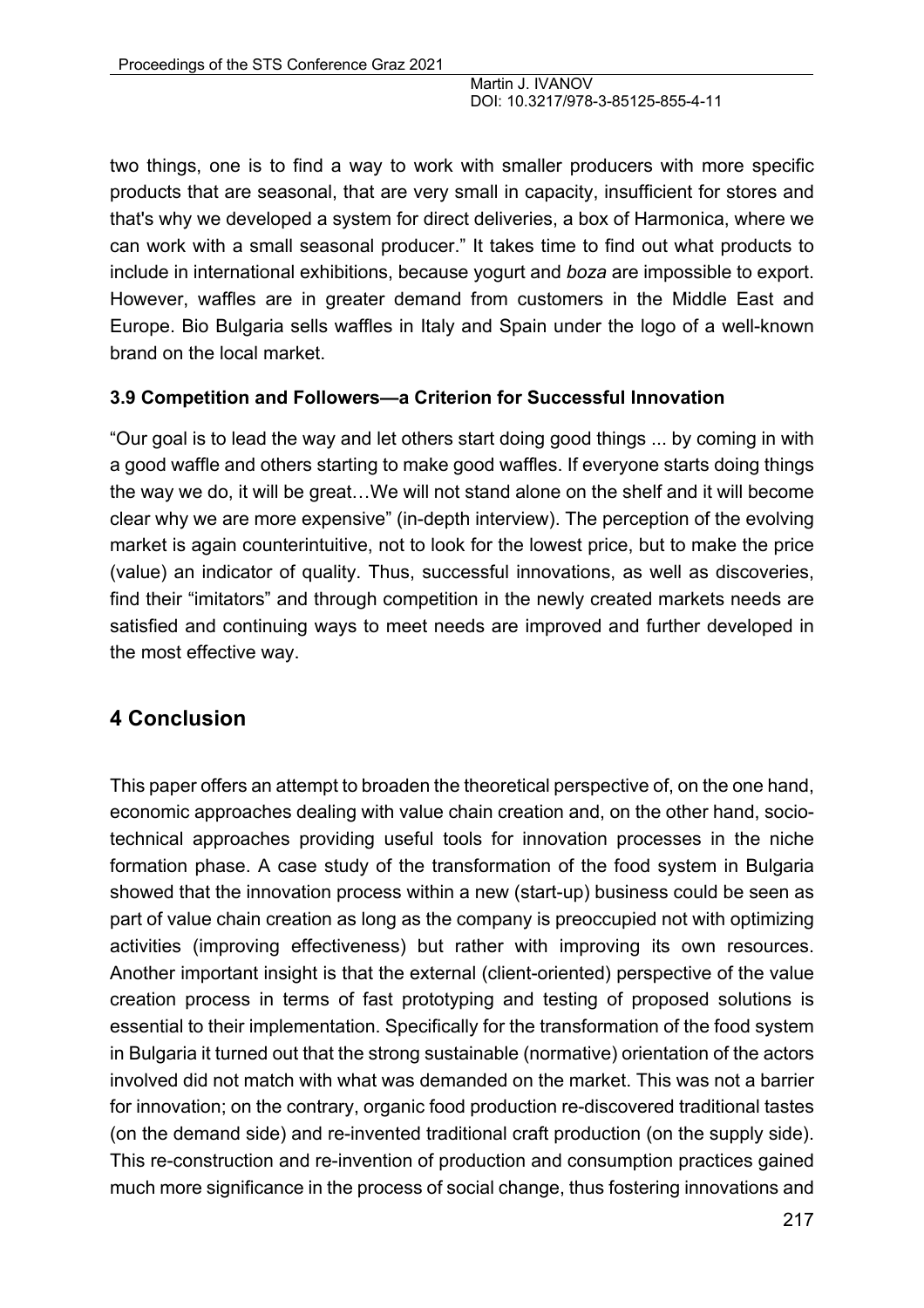two things, one is to find a way to work with smaller producers with more specific products that are seasonal, that are very small in capacity, insufficient for stores and that's why we developed a system for direct deliveries, a box of Harmonica, where we can work with a small seasonal producer." It takes time to find out what products to include in international exhibitions, because yogurt and *boza* are impossible to export. However, waffles are in greater demand from customers in the Middle East and Europe. Bio Bulgaria sells waffles in Italy and Spain under the logo of a well-known brand on the local market.

### 3.9 Competition and Followers—a Criterion for Successful Innovation

"Our goal is to lead the way and let others start doing good things ... by coming in with a good waffle and others starting to make good waffles. If everyone starts doing things the way we do, it will be great…We will not stand alone on the shelf and it will become clear why we are more expensive" (in-depth interview). The perception of the evolving market is again counterintuitive, not to look for the lowest price, but to make the price (value) an indicator of quality. Thus, successful innovations, as well as discoveries, find their "imitators" and through competition in the newly created markets needs are satisfied and continuing ways to meet needs are improved and further developed in the most effective way.

## 4 Conclusion

This paper offers an attempt to broaden the theoretical perspective of, on the one hand, economic approaches dealing with value chain creation and, on the other hand, socio-technical approaches providing useful tools for innovation processes in the niche formation phase. A case study of the transformation of the food system in Bulgaria showed that the innovation process within a new (start-up) business could be seen as part of value chain creation as long as the company is preoccupied not with optimizing activities (improving effectiveness) but rather with improving its own resources. Another important insight is that the external (client-oriented) perspective of the value creation process in terms of fast prototyping and testing of proposed solutions is essential to their implementation. Specifically for the transformation of the food system in Bulgaria it turned out that the strong sustainable (normative) orientation of the actors involved did not match with what was demanded on the market. This was not a barrier for innovation; on the contrary, organic food production re-discovered traditional tastes (on the demand side) and re-invented traditional craft production (on the supply side). This re-construction and re-invention of production and consumption practices gained much more significance in the process of social change, thus fostering innovations and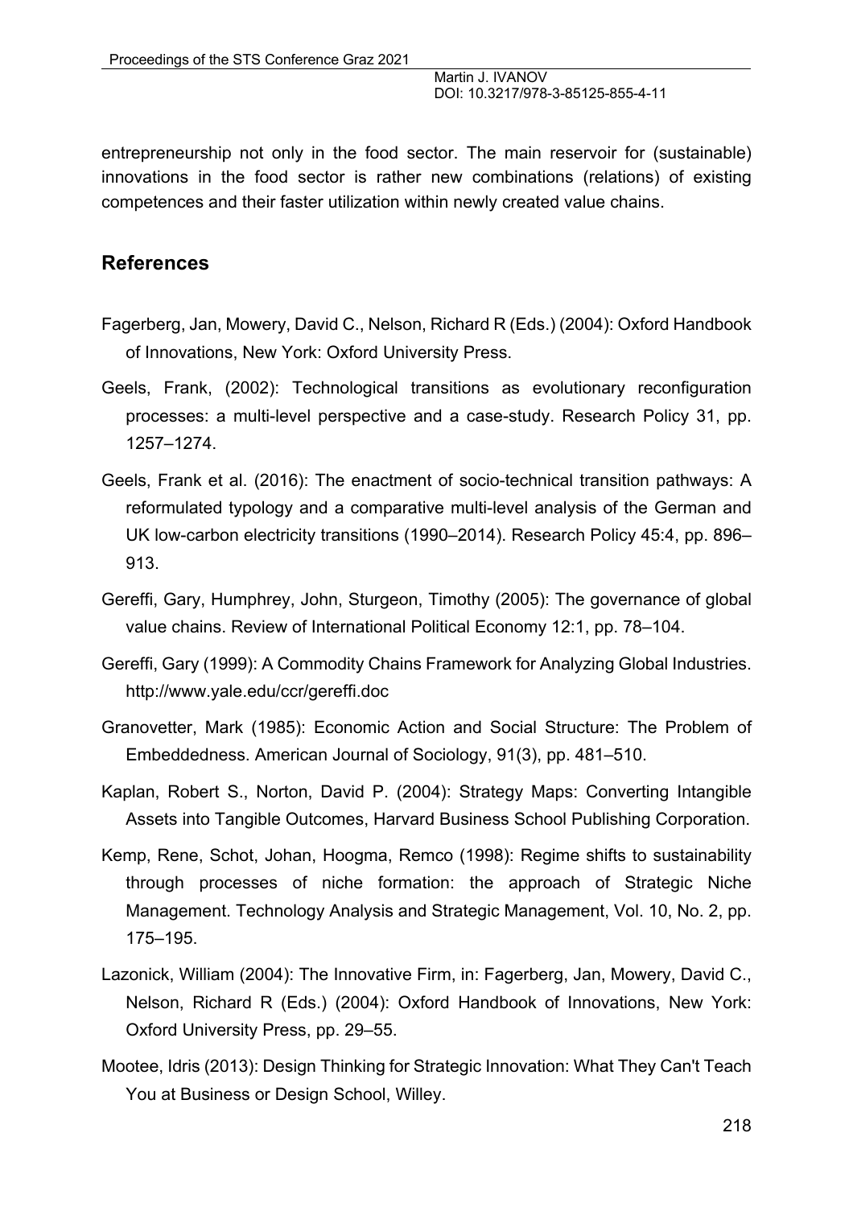entrepreneurship not only in the food sector. The main reservoir for (sustainable) innovations in the food sector is rather new combinations (relations) of existing competences and their faster utilization within newly created value chains.

## References

Fagerberg, Jan, Mowery, David C., Nelson, Richard R (Eds.) (2004): Oxford Handbook of Innovations, New York: Oxford University Press.

Geels, Frank, (2002): Technological transitions as evolutionary reconfiguration processes: a multi-level perspective and a case-study. Research Policy 31, pp. 1257–1274.

Geels, Frank et al. (2016): The enactment of socio-technical transition pathways: A reformulated typology and a comparative multi-level analysis of the German and UK low-carbon electricity transitions (1990–2014). Research Policy 45:4, pp. 896–913.

Gereffi, Gary, Humphrey, John, Sturgeon, Timothy (2005): The governance of global value chains. Review of International Political Economy 12:1, pp. 78–104.

Gereffi, Gary (1999): A Commodity Chains Framework for Analyzing Global Industries. http://www.yale.edu/ccr/gereffi.doc

Granovetter, Mark (1985): Economic Action and Social Structure: The Problem of Embeddedness. American Journal of Sociology, 91(3), pp. 481–510.

Kaplan, Robert S., Norton, David P. (2004): Strategy Maps: Converting Intangible Assets into Tangible Outcomes, Harvard Business School Publishing Corporation.

Kemp, Rene, Schot, Johan, Hoogma, Remco (1998): Regime shifts to sustainability through processes of niche formation: the approach of Strategic Niche Management. Technology Analysis and Strategic Management, Vol. 10, No. 2, pp. 175–195.

Lazonick, William (2004): The Innovative Firm, in: Fagerberg, Jan, Mowery, David C., Nelson, Richard R (Eds.) (2004): Oxford Handbook of Innovations, New York: Oxford University Press, pp. 29–55.

Mootee, Idris (2013): Design Thinking for Strategic Innovation: What They Can't Teach You at Business or Design School, Willey.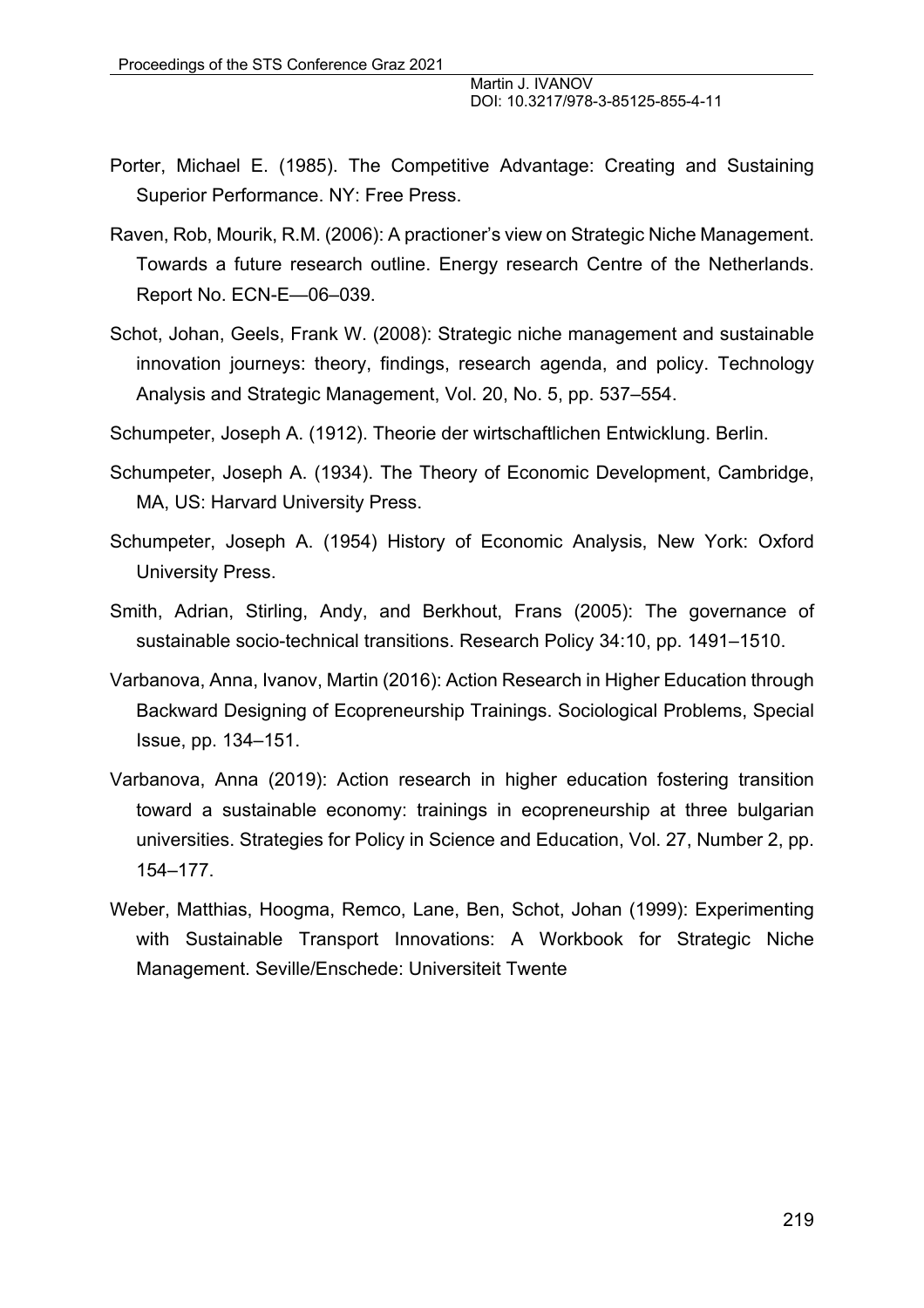Porter, Michael E. (1985). The Competitive Advantage: Creating and Sustaining Superior Performance. NY: Free Press.

Raven, Rob, Mourik, R.M. (2006): A practioner's view on Strategic Niche Management. Towards a future research outline. Energy research Centre of the Netherlands. Report No. ECN-E—06–039.

Schot, Johan, Geels, Frank W. (2008): Strategic niche management and sustainable innovation journeys: theory, findings, research agenda, and policy. Technology Analysis and Strategic Management, Vol. 20, No. 5, pp. 537–554.

Schumpeter, Joseph A. (1912). Theorie der wirtschaftlichen Entwicklung. Berlin.

Schumpeter, Joseph A. (1934). The Theory of Economic Development, Cambridge, MA, US: Harvard University Press.

Schumpeter, Joseph A. (1954) History of Economic Analysis, New York: Oxford University Press.

Smith, Adrian, Stirling, Andy, and Berkhout, Frans (2005): The governance of sustainable socio-technical transitions. Research Policy 34:10, pp. 1491–1510.

Varbanova, Anna, Ivanov, Martin (2016): Action Research in Higher Education through Backward Designing of Ecopreneurship Trainings. Sociological Problems, Special Issue, pp. 134–151.

Varbanova, Anna (2019): Action research in higher education fostering transition toward a sustainable economy: trainings in ecopreneurship at three bulgarian universities. Strategies for Policy in Science and Education, Vol. 27, Number 2, pp. 154–177.

Weber, Matthias, Hoogma, Remco, Lane, Ben, Schot, Johan (1999): Experimenting with Sustainable Transport Innovations: A Workbook for Strategic Niche Management. Seville/Enschede: Universiteit Twente